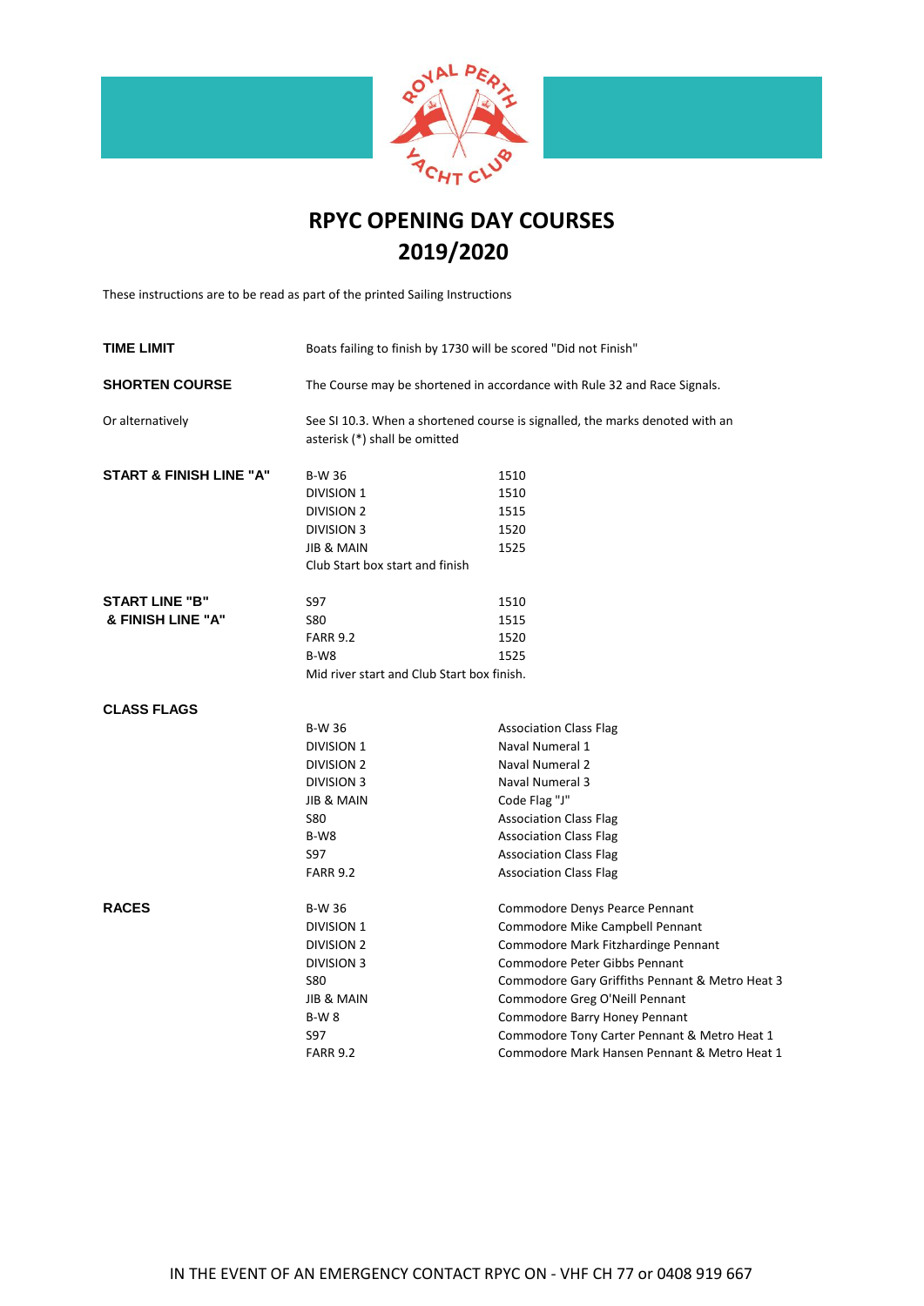# RPYC OPENING DAY COURSES
# 2019/2020

These instructions are to be read as part of the printed Sailing Instructions

| | | |
|---|---|---|
| **TIME LIMIT** | Boats failing to finish by 1730 will be scored "Did not Finish" | |
| **SHORTEN COURSE** | The Course may be shortened in accordance with Rule 32 and Race Signals. | |
| Or alternatively | See SI 10.3. When a shortened course is signalled, the marks denoted with an asterisk (*) shall be omitted | |
| **START & FINISH LINE "A"** | B-W 36 | 1510 |
| | DIVISION 1 | 1510 |
| | DIVISION 2 | 1515 |
| | DIVISION 3 | 1520 |
| | JIB & MAIN | 1525 |
| | Club Start box start and finish | |
| **START LINE "B" & FINISH LINE "A"** | S97 | 1510 |
| | S80 | 1515 |
| | FARR 9.2 | 1520 |
| | B-W8 | 1525 |
| | Mid river start and Club Start box finish. | |
| **CLASS FLAGS** | B-W 36 | Association Class Flag |
| | DIVISION 1 | Naval Numeral 1 |
| | DIVISION 2 | Naval Numeral 2 |
| | DIVISION 3 | Naval Numeral 3 |
| | JIB & MAIN | Code Flag "J" |
| | S80 | Association Class Flag |
| | B-W8 | Association Class Flag |
| | S97 | Association Class Flag |
| | FARR 9.2 | Association Class Flag |
| **RACES** | B-W 36 | Commodore Denys Pearce Pennant |
| | DIVISION 1 | Commodore Mike Campbell Pennant |
| | DIVISION 2 | Commodore Mark Fitzhardinge Pennant |
| | DIVISION 3 | Commodore Peter Gibbs Pennant |
| | S80 | Commodore Gary Griffiths Pennant & Metro Heat 3 |
| | JIB & MAIN | Commodore Greg O'Neill Pennant |
| | B-W 8 | Commodore Barry Honey Pennant |
| | S97 | Commodore Tony Carter Pennant & Metro Heat 1 |
| | FARR 9.2 | Commodore Mark Hansen Pennant & Metro Heat 1 |

IN THE EVENT OF AN EMERGENCY CONTACT RPYC ON - VHF CH 77 or 0408 919 667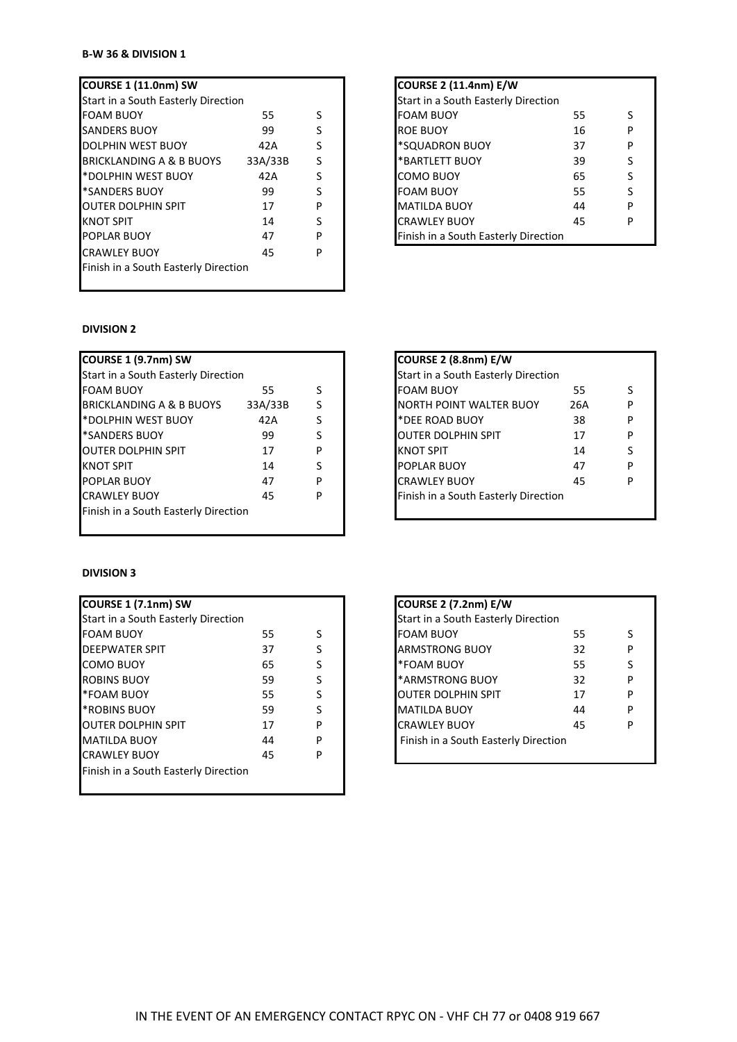**B-W 36 & DIVISION 1**

| COURSE 1 (11.0nm) SW | | |
|---|---|---|
| Start in a South Easterly Direction | | |
| FOAM BUOY | 55 | S |
| SANDERS BUOY | 99 | S |
| DOLPHIN WEST BUOY | 42A | S |
| BRICKLANDING A & B BUOYS | 33A/33B | S |
| *DOLPHIN WEST BUOY | 42A | S |
| *SANDERS BUOY | 99 | S |
| OUTER DOLPHIN SPIT | 17 | P |
| KNOT SPIT | 14 | S |
| POPLAR BUOY | 47 | P |
| CRAWLEY BUOY | 45 | P |
| Finish in a South Easterly Direction | | |

| COURSE 2 (11.4nm) E/W | | |
|---|---|---|
| Start in a South Easterly Direction | | |
| FOAM BUOY | 55 | S |
| ROE BUOY | 16 | P |
| *SQUADRON BUOY | 37 | P |
| *BARTLETT BUOY | 39 | S |
| COMO BUOY | 65 | S |
| FOAM BUOY | 55 | S |
| MATILDA BUOY | 44 | P |
| CRAWLEY BUOY | 45 | P |
| Finish in a South Easterly Direction | | |

**DIVISION 2**

| COURSE 1 (9.7nm) SW | | |
|---|---|---|
| Start in a South Easterly Direction | | |
| FOAM BUOY | 55 | S |
| BRICKLANDING A & B BUOYS | 33A/33B | S |
| *DOLPHIN WEST BUOY | 42A | S |
| *SANDERS BUOY | 99 | S |
| OUTER DOLPHIN SPIT | 17 | P |
| KNOT SPIT | 14 | S |
| POPLAR BUOY | 47 | P |
| CRAWLEY BUOY | 45 | P |
| Finish in a South Easterly Direction | | |

| COURSE 2 (8.8nm) E/W | | |
|---|---|---|
| Start in a South Easterly Direction | | |
| FOAM BUOY | 55 | S |
| NORTH POINT WALTER BUOY | 26A | P |
| *DEE ROAD BUOY | 38 | P |
| OUTER DOLPHIN SPIT | 17 | P |
| KNOT SPIT | 14 | S |
| POPLAR BUOY | 47 | P |
| CRAWLEY BUOY | 45 | P |
| Finish in a South Easterly Direction | | |

**DIVISION 3**

| COURSE 1 (7.1nm) SW | | |
|---|---|---|
| Start in a South Easterly Direction | | |
| FOAM BUOY | 55 | S |
| DEEPWATER SPIT | 37 | S |
| COMO BUOY | 65 | S |
| ROBINS BUOY | 59 | S |
| *FOAM BUOY | 55 | S |
| *ROBINS BUOY | 59 | S |
| OUTER DOLPHIN SPIT | 17 | P |
| MATILDA BUOY | 44 | P |
| CRAWLEY BUOY | 45 | P |
| Finish in a South Easterly Direction | | |

| COURSE 2 (7.2nm) E/W | | |
|---|---|---|
| Start in a South Easterly Direction | | |
| FOAM BUOY | 55 | S |
| ARMSTRONG BUOY | 32 | P |
| *FOAM BUOY | 55 | S |
| *ARMSTRONG BUOY | 32 | P |
| OUTER DOLPHIN SPIT | 17 | P |
| MATILDA BUOY | 44 | P |
| CRAWLEY BUOY | 45 | P |
| Finish in a South Easterly Direction | | |

IN THE EVENT OF AN EMERGENCY CONTACT RPYC ON - VHF CH 77 or 0408 919 667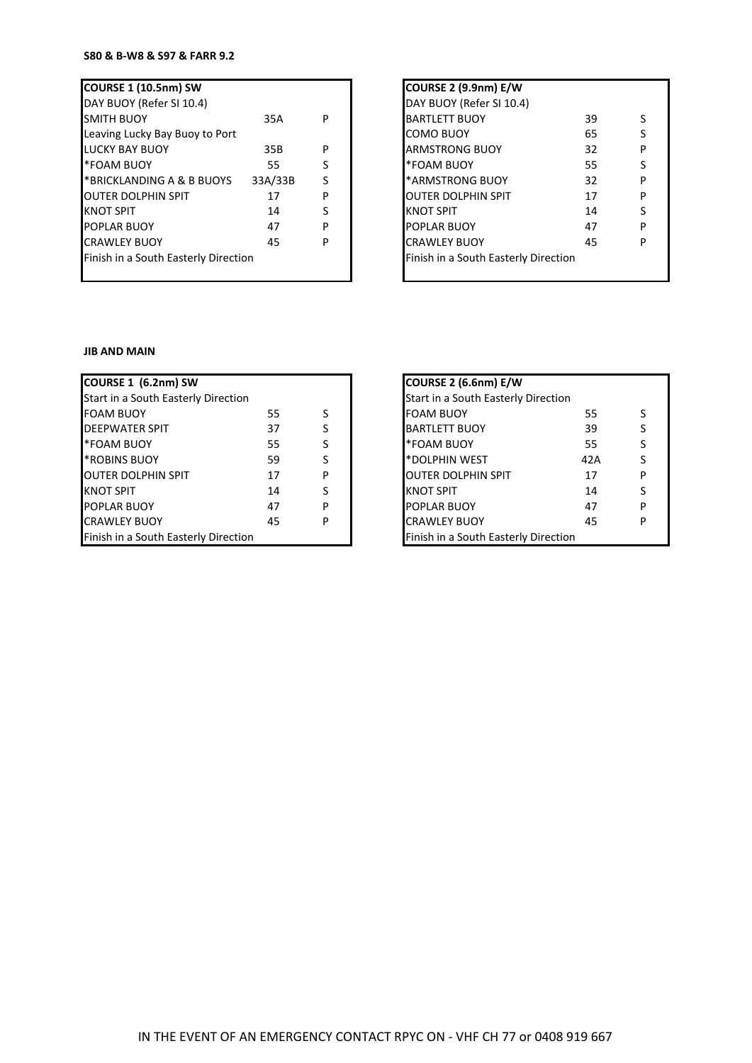**S80 & B-W8 & S97 & FARR 9.2**

| COURSE 1 (10.5nm) SW | | |
|---|---|---|
| DAY BUOY (Refer SI 10.4) | | |
| SMITH BUOY | 35A | P |
| Leaving Lucky Bay Buoy to Port | | |
| LUCKY BAY BUOY | 35B | P |
| *FOAM BUOY | 55 | S |
| *BRICKLANDING A & B BUOYS | 33A/33B | S |
| OUTER DOLPHIN SPIT | 17 | P |
| KNOT SPIT | 14 | S |
| POPLAR BUOY | 47 | P |
| CRAWLEY BUOY | 45 | P |
| Finish in a South Easterly Direction | | |

| COURSE 2 (9.9nm) E/W | | |
|---|---|---|
| DAY BUOY (Refer SI 10.4) | | |
| BARTLETT BUOY | 39 | S |
| COMO BUOY | 65 | S |
| ARMSTRONG BUOY | 32 | P |
| *FOAM BUOY | 55 | S |
| *ARMSTRONG BUOY | 32 | P |
| OUTER DOLPHIN SPIT | 17 | P |
| KNOT SPIT | 14 | S |
| POPLAR BUOY | 47 | P |
| CRAWLEY BUOY | 45 | P |
| Finish in a South Easterly Direction | | |

**JIB AND MAIN**

| COURSE 1 (6.2nm) SW | | |
|---|---|---|
| Start in a South Easterly Direction | | |
| FOAM BUOY | 55 | S |
| DEEPWATER SPIT | 37 | S |
| *FOAM BUOY | 55 | S |
| *ROBINS BUOY | 59 | S |
| OUTER DOLPHIN SPIT | 17 | P |
| KNOT SPIT | 14 | S |
| POPLAR BUOY | 47 | P |
| CRAWLEY BUOY | 45 | P |
| Finish in a South Easterly Direction | | |

| COURSE 2 (6.6nm) E/W | | |
|---|---|---|
| Start in a South Easterly Direction | | |
| FOAM BUOY | 55 | S |
| BARTLETT BUOY | 39 | S |
| *FOAM BUOY | 55 | S |
| *DOLPHIN WEST | 42A | S |
| OUTER DOLPHIN SPIT | 17 | P |
| KNOT SPIT | 14 | S |
| POPLAR BUOY | 47 | P |
| CRAWLEY BUOY | 45 | P |
| Finish in a South Easterly Direction | | |

IN THE EVENT OF AN EMERGENCY CONTACT RPYC ON - VHF CH 77 or 0408 919 667